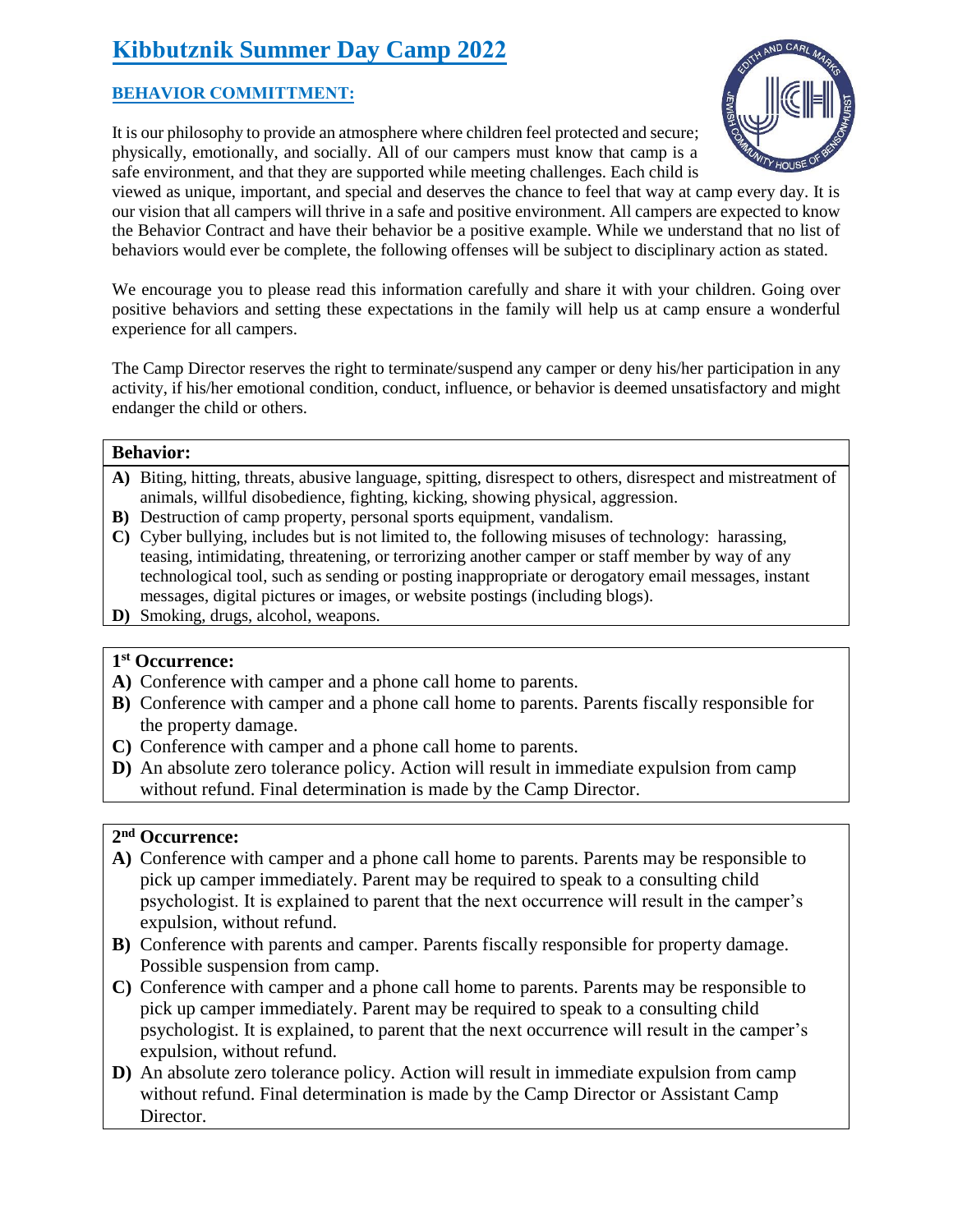# Kibbutznik Summer Day Camp 2022

## BEHAVIOR COMMITTMENT:

It is our philosophy to provide an atmosphere where children feel protected and secure; physically, emotionally, and socially. All of our campers must know that camp is a safe environment, and that they are supported while meeting challenges. Each child is viewed as unique, important, and special and deserves the chance to feel that way at camp every day. It is our vision that all campers will thrive in a safe and positive environment. All campers are expected to know the Behavior Contract and have their behavior be a positive example. While we understand that no list of behaviors would ever be complete, the following offenses will be subject to disciplinary action as stated.

We encourage you to please read this information carefully and share it with your children. Going over positive behaviors and setting these expectations in the family will help us at camp ensure a wonderful experience for all campers.

The Camp Director reserves the right to terminate/suspend any camper or deny his/her participation in any activity, if his/her emotional condition, conduct, influence, or behavior is deemed unsatisfactory and might endanger the child or others.

**Behavior:**

**A)** Biting, hitting, threats, abusive language, spitting, disrespect to others, disrespect and mistreatment of animals, willful disobedience, fighting, kicking, showing physical, aggression.

**B)** Destruction of camp property, personal sports equipment, vandalism.

**C)** Cyber bullying, includes but is not limited to, the following misuses of technology: harassing, teasing, intimidating, threatening, or terrorizing another camper or staff member by way of any technological tool, such as sending or posting inappropriate or derogatory email messages, instant messages, digital pictures or images, or website postings (including blogs).

**D)** Smoking, drugs, alcohol, weapons.

**1st Occurrence:**

**A)** Conference with camper and a phone call home to parents.

**B)** Conference with camper and a phone call home to parents. Parents fiscally responsible for the property damage.

**C)** Conference with camper and a phone call home to parents.

**D)** An absolute zero tolerance policy. Action will result in immediate expulsion from camp without refund. Final determination is made by the Camp Director.

**2nd Occurrence:**

**A)** Conference with camper and a phone call home to parents. Parents may be responsible to pick up camper immediately. Parent may be required to speak to a consulting child psychologist. It is explained to parent that the next occurrence will result in the camper's expulsion, without refund.

**B)** Conference with parents and camper. Parents fiscally responsible for property damage. Possible suspension from camp.

**C)** Conference with camper and a phone call home to parents. Parents may be responsible to pick up camper immediately. Parent may be required to speak to a consulting child psychologist. It is explained, to parent that the next occurrence will result in the camper's expulsion, without refund.

**D)** An absolute zero tolerance policy. Action will result in immediate expulsion from camp without refund. Final determination is made by the Camp Director or Assistant Camp Director.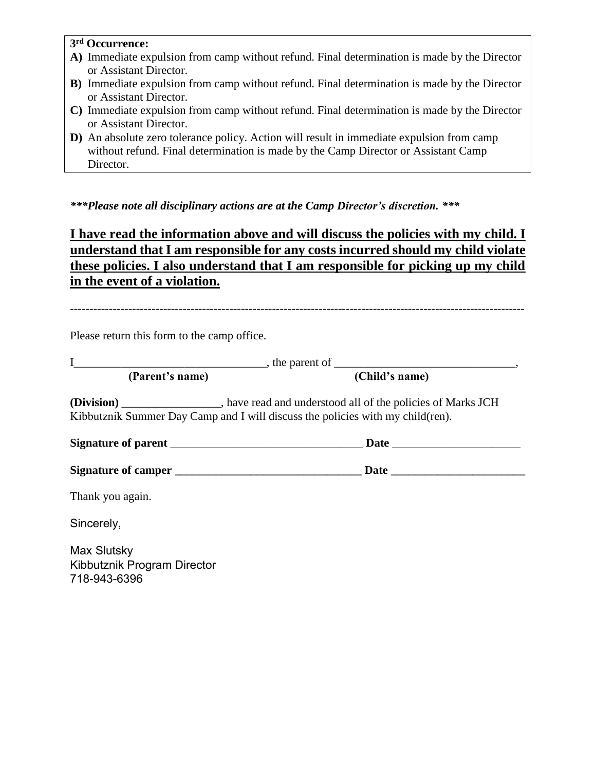**3rd Occurrence:**

**A)** Immediate expulsion from camp without refund. Final determination is made by the Director or Assistant Director.

**B)** Immediate expulsion from camp without refund. Final determination is made by the Director or Assistant Director.

**C)** Immediate expulsion from camp without refund. Final determination is made by the Director or Assistant Director.

**D)** An absolute zero tolerance policy. Action will result in immediate expulsion from camp without refund. Final determination is made by the Camp Director or Assistant Camp Director.

***\*\*\*Please note all disciplinary actions are at the Camp Director's discretion. \*\*\****

**<u>I have read the information above and will discuss the policies with my child. I understand that I am responsible for any costs incurred should my child violate these policies. I also understand that I am responsible for picking up my child in the event of a violation.</u>**

---

Please return this form to the camp office.

I_________________________________, the parent of _______________________________,
**(Parent's name)** **(Child's name)**

**(Division)** _________________, have read and understood all of the policies of Marks JCH Kibbutznik Summer Day Camp and I will discuss the policies with my child(ren).

**Signature of parent** _________________________________ **Date** ______________________

**Signature of camper _________________________________ Date _______________________**

Thank you again.

Sincerely,

Max Slutsky
Kibbutznik Program Director
718-943-6396